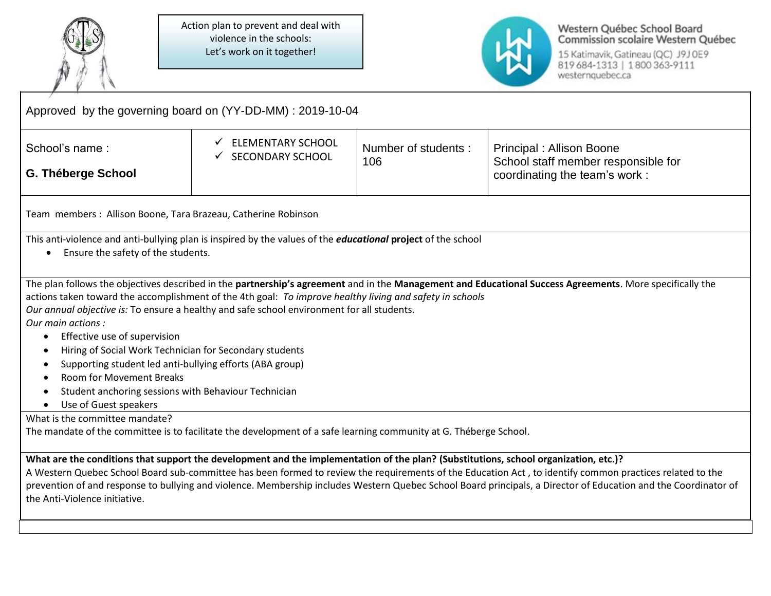Action plan to prevent and deal with violence in the schools:
Let's work on it together!

Western Québec School Board
Commission scolaire Western Québec
15 Katimavik, Gatineau (QC) J9J 0E9
819 684-1313 | 1 800 363-9111
westernquebec.ca

Approved by the governing board on (YY-DD-MM) : 2019-10-04

| | | | |
|---|---|---|---|
| School's name :<br><br>**G. Théberge School** | ✓ ELEMENTARY SCHOOL<br>✓ SECONDARY SCHOOL | Number of students : 106 | Principal : Allison Boone<br>School staff member responsible for coordinating the team's work : |

Team members : Allison Boone, Tara Brazeau, Catherine Robinson

This anti-violence and anti-bullying plan is inspired by the values of the ***educational*** **project** of the school

- Ensure the safety of the students.

The plan follows the objectives described in the **partnership's agreement** and in the **Management and Educational Success Agreements**. More specifically the actions taken toward the accomplishment of the 4th goal: *To improve healthy living and safety in schools*

*Our annual objective is:* To ensure a healthy and safe school environment for all students.

*Our main actions :*

- Effective use of supervision
- Hiring of Social Work Technician for Secondary students
- Supporting student led anti-bullying efforts (ABA group)
- Room for Movement Breaks
- Student anchoring sessions with Behaviour Technician
- Use of Guest speakers

What is the committee mandate?

The mandate of the committee is to facilitate the development of a safe learning community at G. Théberge School.

**What are the conditions that support the development and the implementation of the plan? (Substitutions, school organization, etc.)?**

A Western Quebec School Board sub-committee has been formed to review the requirements of the Education Act , to identify common practices related to the prevention of and response to bullying and violence. Membership includes Western Quebec School Board principals, a Director of Education and the Coordinator of the Anti-Violence initiative.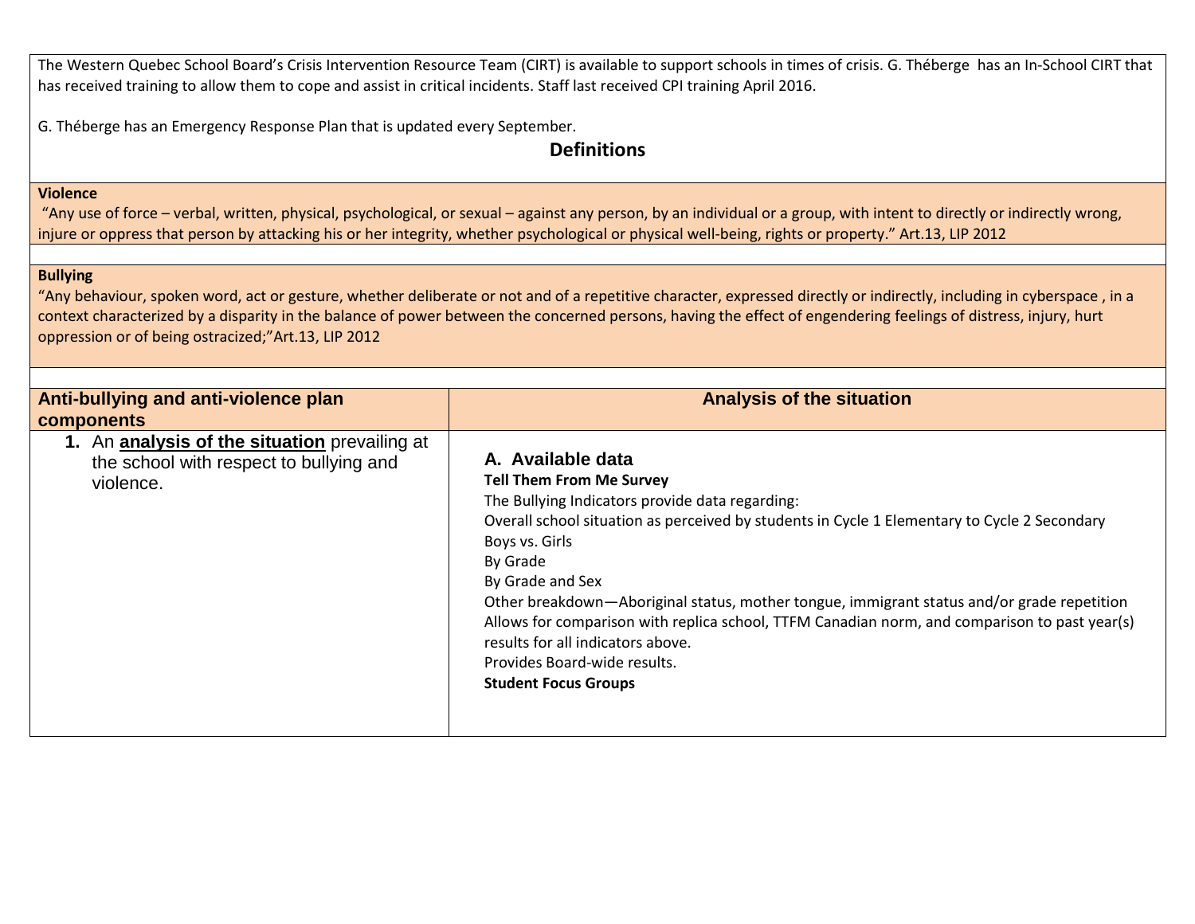The Western Quebec School Board's Crisis Intervention Resource Team (CIRT) is available to support schools in times of crisis. G. Théberge has an In-School CIRT that has received training to allow them to cope and assist in critical incidents. Staff last received CPI training April 2016.

G. Théberge has an Emergency Response Plan that is updated every September.

## Definitions

**Violence**

"Any use of force – verbal, written, physical, psychological, or sexual – against any person, by an individual or a group, with intent to directly or indirectly wrong, injure or oppress that person by attacking his or her integrity, whether psychological or physical well-being, rights or property." Art.13, LIP 2012

**Bullying**

"Any behaviour, spoken word, act or gesture, whether deliberate or not and of a repetitive character, expressed directly or indirectly, including in cyberspace , in a context characterized by a disparity in the balance of power between the concerned persons, having the effect of engendering feelings of distress, injury, hurt oppression or of being ostracized;"Art.13, LIP 2012

| Anti-bullying and anti-violence plan components | Analysis of the situation |
|---|---|
| 1. An **analysis of the situation** prevailing at the school with respect to bullying and violence. | **A. Available data**<br>**Tell Them From Me Survey**<br>The Bullying Indicators provide data regarding:<br>Overall school situation as perceived by students in Cycle 1 Elementary to Cycle 2 Secondary<br>Boys vs. Girls<br>By Grade<br>By Grade and Sex<br>Other breakdown—Aboriginal status, mother tongue, immigrant status and/or grade repetition<br>Allows for comparison with replica school, TTFM Canadian norm, and comparison to past year(s) results for all indicators above.<br>Provides Board-wide results.<br>**Student Focus Groups** |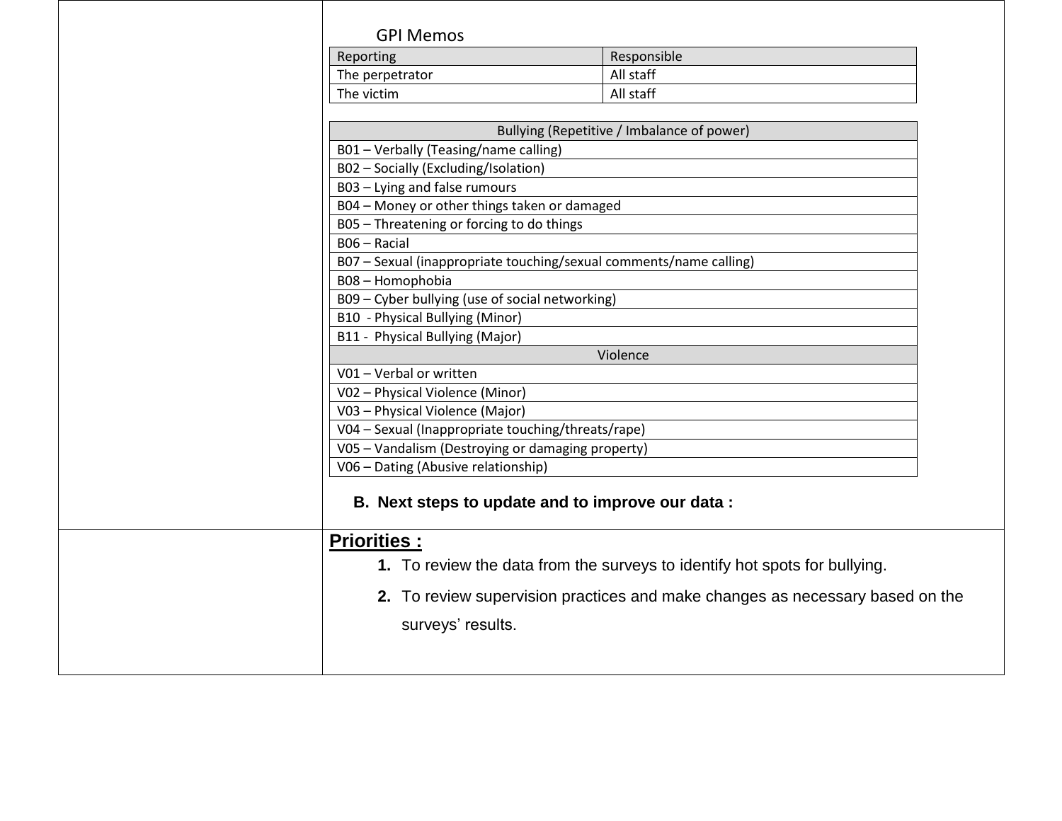GPI Memos

| Reporting | Responsible |
| --- | --- |
| The perpetrator | All staff |
| The victim | All staff |

| Bullying (Repetitive / Imbalance of power) |
| --- |
| B01 – Verbally (Teasing/name calling) |
| B02 – Socially (Excluding/Isolation) |
| B03 – Lying and false rumours |
| B04 – Money or other things taken or damaged |
| B05 – Threatening or forcing to do things |
| B06 – Racial |
| B07 – Sexual (inappropriate touching/sexual comments/name calling) |
| B08 – Homophobia |
| B09 – Cyber bullying (use of social networking) |
| B10 - Physical Bullying (Minor) |
| B11 - Physical Bullying (Major) |
| Violence |
| V01 – Verbal or written |
| V02 – Physical Violence (Minor) |
| V03 – Physical Violence (Major) |
| V04 – Sexual (Inappropriate touching/threats/rape) |
| V05 – Vandalism (Destroying or damaging property) |
| V06 – Dating (Abusive relationship) |

**B. Next steps to update and to improve our data :**

**Priorities :**

1. To review the data from the surveys to identify hot spots for bullying.
2. To review supervision practices and make changes as necessary based on the surveys' results.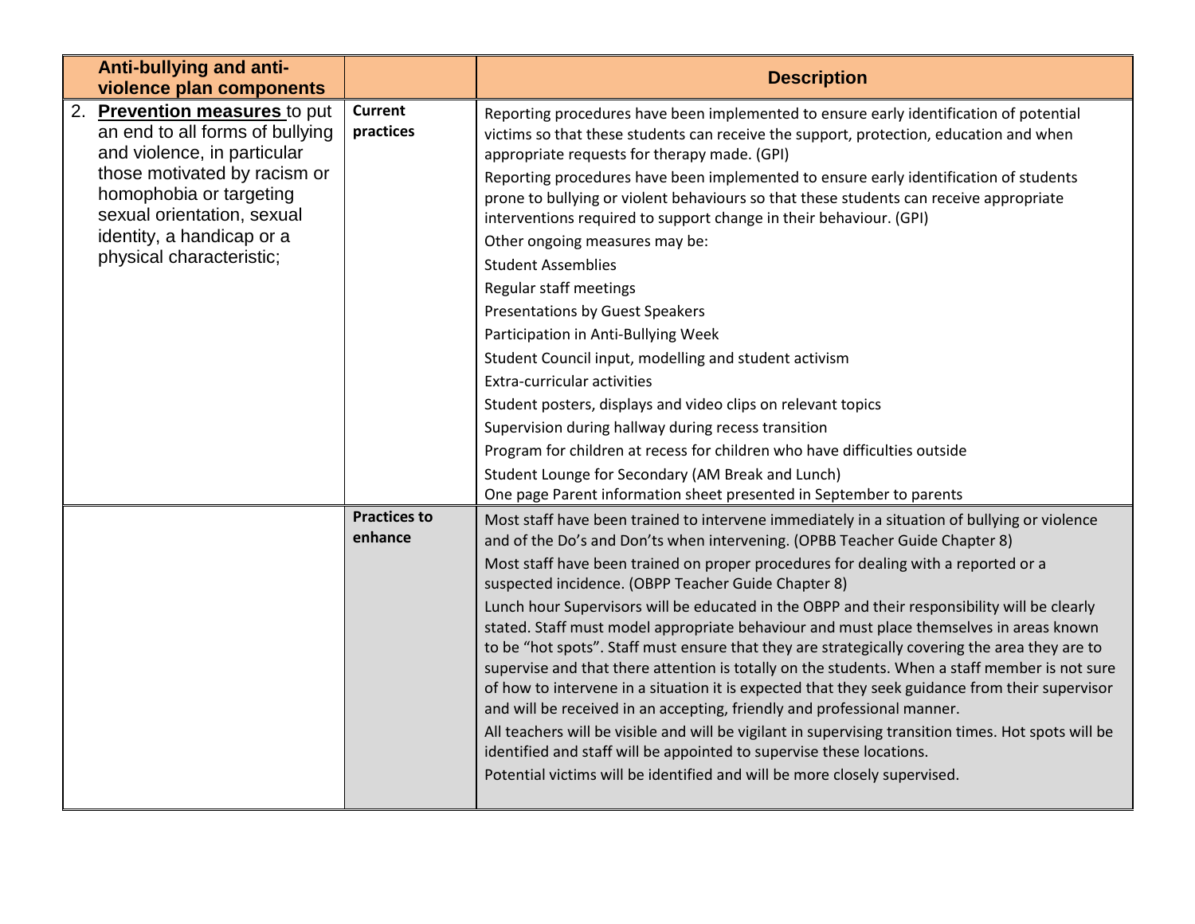| Anti-bullying and anti-violence plan components | | Description |
|---|---|---|
| 2. **Prevention measures** to put an end to all forms of bullying and violence, in particular those motivated by racism or homophobia or targeting sexual orientation, sexual identity, a handicap or a physical characteristic; | **Current practices** | Reporting procedures have been implemented to ensure early identification of potential victims so that these students can receive the support, protection, education and when appropriate requests for therapy made. (GPI)<br>Reporting procedures have been implemented to ensure early identification of students prone to bullying or violent behaviours so that these students can receive appropriate interventions required to support change in their behaviour. (GPI)<br>Other ongoing measures may be:<br>Student Assemblies<br>Regular staff meetings<br>Presentations by Guest Speakers<br>Participation in Anti-Bullying Week<br>Student Council input, modelling and student activism<br>Extra-curricular activities<br>Student posters, displays and video clips on relevant topics<br>Supervision during hallway during recess transition<br>Program for children at recess for children who have difficulties outside<br>Student Lounge for Secondary (AM Break and Lunch)<br>One page Parent information sheet presented in September to parents |
| | **Practices to enhance** | Most staff have been trained to intervene immediately in a situation of bullying or violence and of the Do's and Don'ts when intervening. (OPBB Teacher Guide Chapter 8)<br>Most staff have been trained on proper procedures for dealing with a reported or a suspected incidence. (OBPP Teacher Guide Chapter 8)<br>Lunch hour Supervisors will be educated in the OBPP and their responsibility will be clearly stated. Staff must model appropriate behaviour and must place themselves in areas known to be "hot spots". Staff must ensure that they are strategically covering the area they are to supervise and that there attention is totally on the students. When a staff member is not sure of how to intervene in a situation it is expected that they seek guidance from their supervisor and will be received in an accepting, friendly and professional manner.<br>All teachers will be visible and will be vigilant in supervising transition times. Hot spots will be identified and staff will be appointed to supervise these locations.<br>Potential victims will be identified and will be more closely supervised. |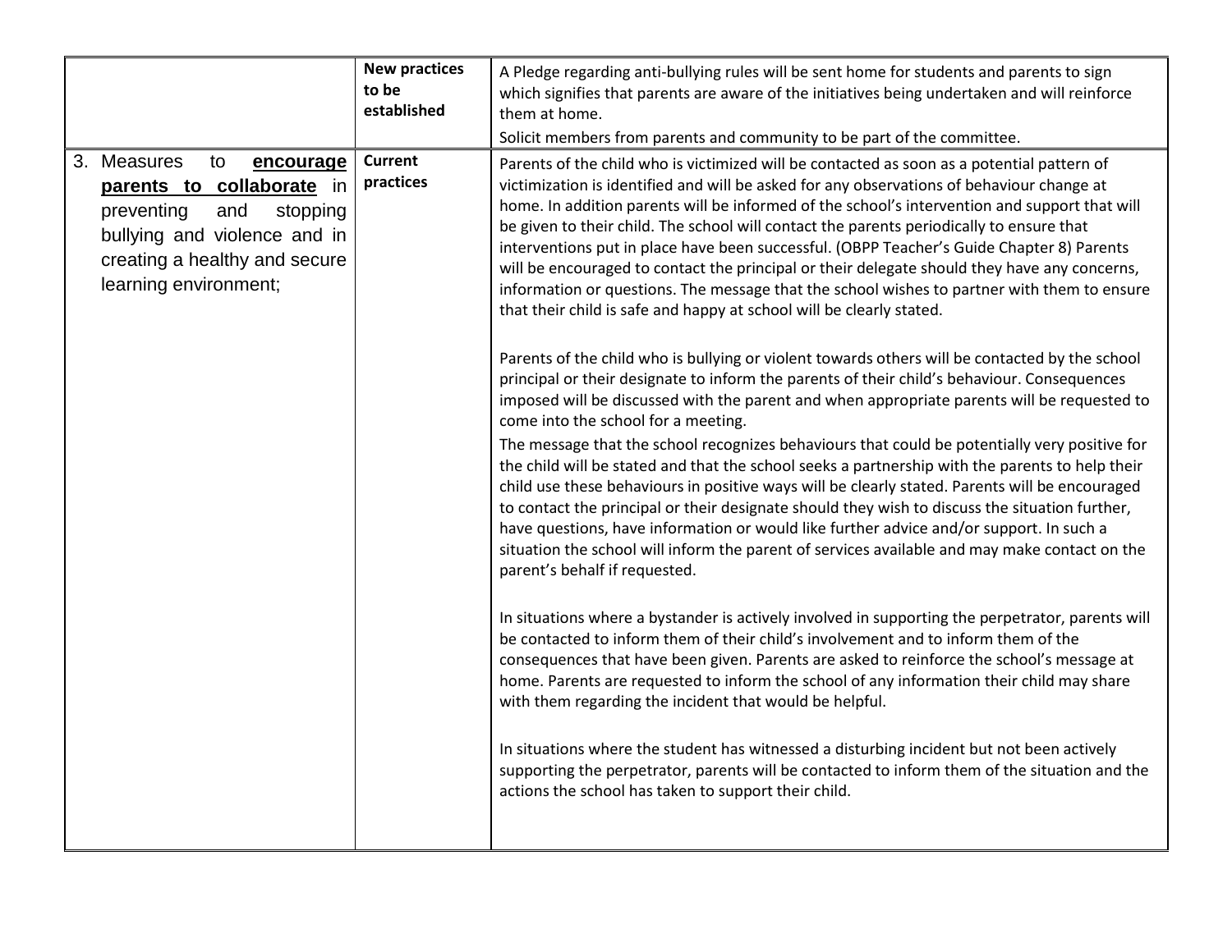| | | |
|---|---|---|
| | **New practices to be established** | A Pledge regarding anti-bullying rules will be sent home for students and parents to sign which signifies that parents are aware of the initiatives being undertaken and will reinforce them at home.<br>Solicit members from parents and community to be part of the committee. |
| 3. Measures to **<u>encourage parents to collaborate</u>** in preventing and stopping bullying and violence and in creating a healthy and secure learning environment; | **Current practices** | Parents of the child who is victimized will be contacted as soon as a potential pattern of victimization is identified and will be asked for any observations of behaviour change at home. In addition parents will be informed of the school's intervention and support that will be given to their child. The school will contact the parents periodically to ensure that interventions put in place have been successful. (OBPP Teacher's Guide Chapter 8) Parents will be encouraged to contact the principal or their delegate should they have any concerns, information or questions. The message that the school wishes to partner with them to ensure that their child is safe and happy at school will be clearly stated.<br><br>Parents of the child who is bullying or violent towards others will be contacted by the school principal or their designate to inform the parents of their child's behaviour. Consequences imposed will be discussed with the parent and when appropriate parents will be requested to come into the school for a meeting.<br>The message that the school recognizes behaviours that could be potentially very positive for the child will be stated and that the school seeks a partnership with the parents to help their child use these behaviours in positive ways will be clearly stated. Parents will be encouraged to contact the principal or their designate should they wish to discuss the situation further, have questions, have information or would like further advice and/or support. In such a situation the school will inform the parent of services available and may make contact on the parent's behalf if requested.<br><br>In situations where a bystander is actively involved in supporting the perpetrator, parents will be contacted to inform them of their child's involvement and to inform them of the consequences that have been given. Parents are asked to reinforce the school's message at home. Parents are requested to inform the school of any information their child may share with them regarding the incident that would be helpful.<br><br>In situations where the student has witnessed a disturbing incident but not been actively supporting the perpetrator, parents will be contacted to inform them of the situation and the actions the school has taken to support their child. |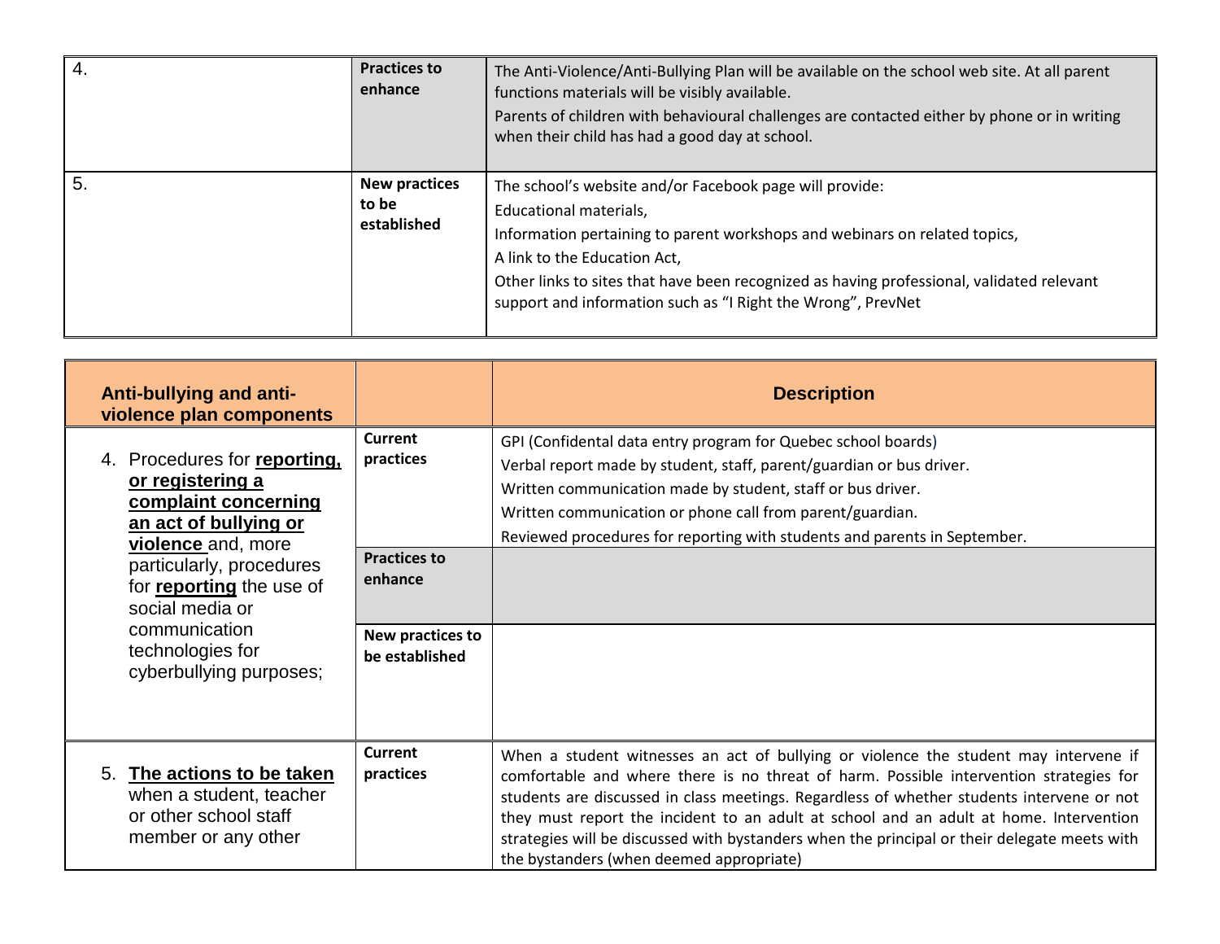| | | |
|---|---|---|
| 4. | **Practices to enhance** | The Anti-Violence/Anti-Bullying Plan will be available on the school web site. At all parent functions materials will be visibly available.<br>Parents of children with behavioural challenges are contacted either by phone or in writing when their child has had a good day at school. |
| 5. | **New practices to be established** | The school's website and/or Facebook page will provide:<br>Educational materials,<br>Information pertaining to parent workshops and webinars on related topics,<br>A link to the Education Act,<br>Other links to sites that have been recognized as having professional, validated relevant support and information such as "I Right the Wrong", PrevNet |

| Anti-bullying and anti-violence plan components | | Description |
|---|---|---|
| 4. Procedures for **reporting, or registering a complaint concerning an act of bullying or violence** and, more particularly, procedures for **reporting** the use of social media or communication technologies for cyberbullying purposes; | **Current practices** | GPI (Confidental data entry program for Quebec school boards)<br>Verbal report made by student, staff, parent/guardian or bus driver.<br>Written communication made by student, staff or bus driver.<br>Written communication or phone call from parent/guardian.<br>Reviewed procedures for reporting with students and parents in September. |
| | **Practices to enhance** | |
| | **New practices to be established** | |
| 5. **The actions to be taken** when a student, teacher or other school staff member or any other | **Current practices** | When a student witnesses an act of bullying or violence the student may intervene if comfortable and where there is no threat of harm. Possible intervention strategies for students are discussed in class meetings. Regardless of whether students intervene or not they must report the incident to an adult at school and an adult at home. Intervention strategies will be discussed with bystanders when the principal or their delegate meets with the bystanders (when deemed appropriate) |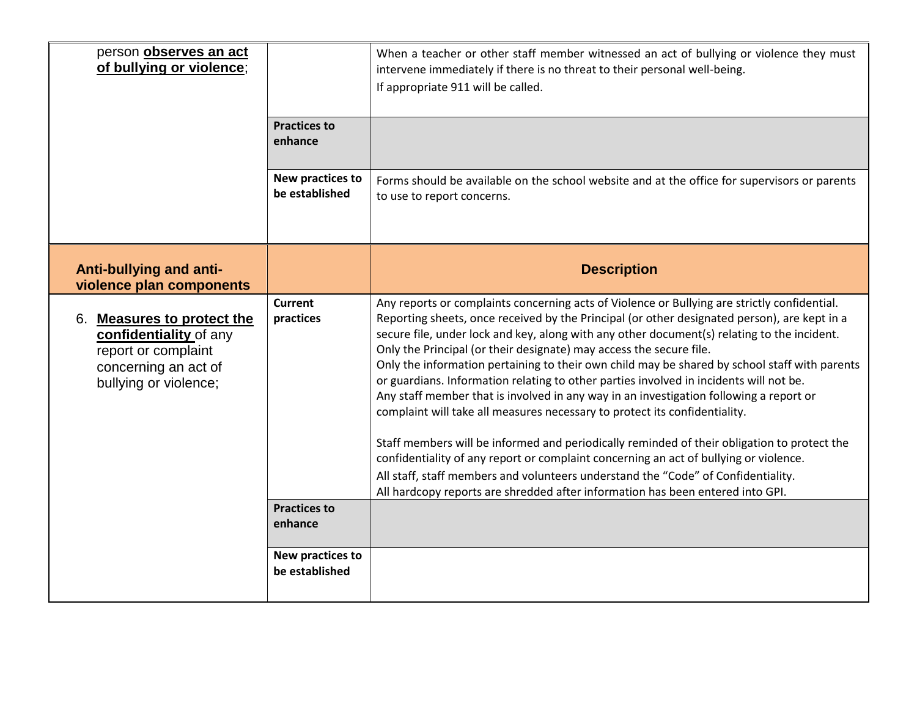| | | |
|---|---|---|
| person **observes an act of bullying or violence**; | | When a teacher or other staff member witnessed an act of bullying or violence they must intervene immediately if there is no threat to their personal well-being.<br>If appropriate 911 will be called. |
| | **Practices to enhance** | |
| | **New practices to be established** | Forms should be available on the school website and at the office for supervisors or parents to use to report concerns. |

| **Anti-bullying and anti-violence plan components** | | **Description** |
|---|---|---|
| 6. **Measures to protect the confidentiality** of any report or complaint concerning an act of bullying or violence; | **Current practices** | Any reports or complaints concerning acts of Violence or Bullying are strictly confidential.<br>Reporting sheets, once received by the Principal (or other designated person), are kept in a secure file, under lock and key, along with any other document(s) relating to the incident.<br>Only the Principal (or their designate) may access the secure file.<br>Only the information pertaining to their own child may be shared by school staff with parents or guardians. Information relating to other parties involved in incidents will not be.<br>Any staff member that is involved in any way in an investigation following a report or complaint will take all measures necessary to protect its confidentiality.<br><br>Staff members will be informed and periodically reminded of their obligation to protect the confidentiality of any report or complaint concerning an act of bullying or violence.<br>All staff, staff members and volunteers understand the "Code" of Confidentiality.<br>All hardcopy reports are shredded after information has been entered into GPI. |
| | **Practices to enhance** | |
| | **New practices to be established** | |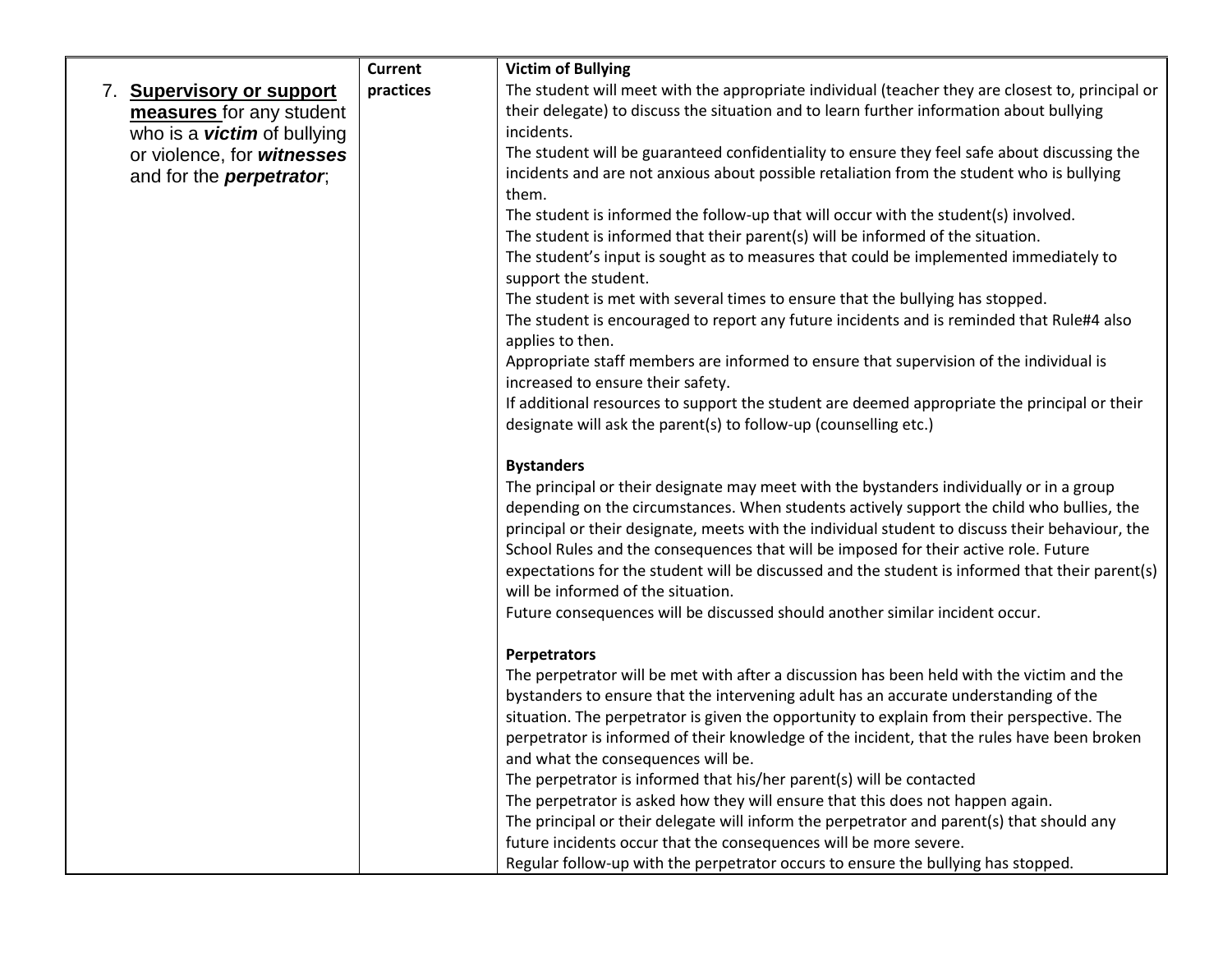| | | |
|---|---|---|
| 7. **Supervisory or support measures** for any student who is a ***victim*** of bullying or violence, for ***witnesses*** and for the ***perpetrator***; | **Current practices** | **Victim of Bullying**<br>The student will meet with the appropriate individual (teacher they are closest to, principal or their delegate) to discuss the situation and to learn further information about bullying incidents.<br>The student will be guaranteed confidentiality to ensure they feel safe about discussing the incidents and are not anxious about possible retaliation from the student who is bullying them.<br>The student is informed the follow-up that will occur with the student(s) involved.<br>The student is informed that their parent(s) will be informed of the situation.<br>The student's input is sought as to measures that could be implemented immediately to support the student.<br>The student is met with several times to ensure that the bullying has stopped.<br>The student is encouraged to report any future incidents and is reminded that Rule#4 also applies to then.<br>Appropriate staff members are informed to ensure that supervision of the individual is increased to ensure their safety.<br>If additional resources to support the student are deemed appropriate the principal or their designate will ask the parent(s) to follow-up (counselling etc.)<br><br>**Bystanders**<br>The principal or their designate may meet with the bystanders individually or in a group depending on the circumstances. When students actively support the child who bullies, the principal or their designate, meets with the individual student to discuss their behaviour, the School Rules and the consequences that will be imposed for their active role. Future expectations for the student will be discussed and the student is informed that their parent(s) will be informed of the situation.<br>Future consequences will be discussed should another similar incident occur.<br><br>**Perpetrators**<br>The perpetrator will be met with after a discussion has been held with the victim and the bystanders to ensure that the intervening adult has an accurate understanding of the situation. The perpetrator is given the opportunity to explain from their perspective. The perpetrator is informed of their knowledge of the incident, that the rules have been broken and what the consequences will be.<br>The perpetrator is informed that his/her parent(s) will be contacted<br>The perpetrator is asked how they will ensure that this does not happen again.<br>The principal or their delegate will inform the perpetrator and parent(s) that should any future incidents occur that the consequences will be more severe.<br>Regular follow-up with the perpetrator occurs to ensure the bullying has stopped. |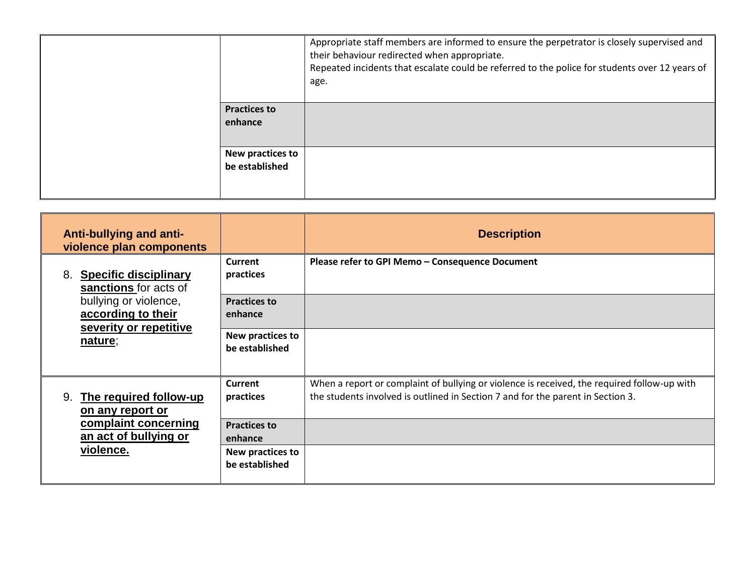| | | |
|---|---|---|
| | | Appropriate staff members are informed to ensure the perpetrator is closely supervised and their behaviour redirected when appropriate.<br>Repeated incidents that escalate could be referred to the police for students over 12 years of age. |
| | **Practices to enhance** | |
| | **New practices to be established** | |

| **Anti-bullying and anti-violence plan components** | | **Description** |
|---|---|---|
| 8. **Specific disciplinary sanctions** for acts of bullying or violence, **according to their severity or repetitive nature**; | **Current practices** | **Please refer to GPI Memo – Consequence Document** |
| | **Practices to enhance** | |
| | **New practices to be established** | |
| 9. **The required follow-up on any report or complaint concerning an act of bullying or violence.** | **Current practices** | When a report or complaint of bullying or violence is received, the required follow-up with the students involved is outlined in Section 7 and for the parent in Section 3. |
| | **Practices to enhance** | |
| | **New practices to be established** | |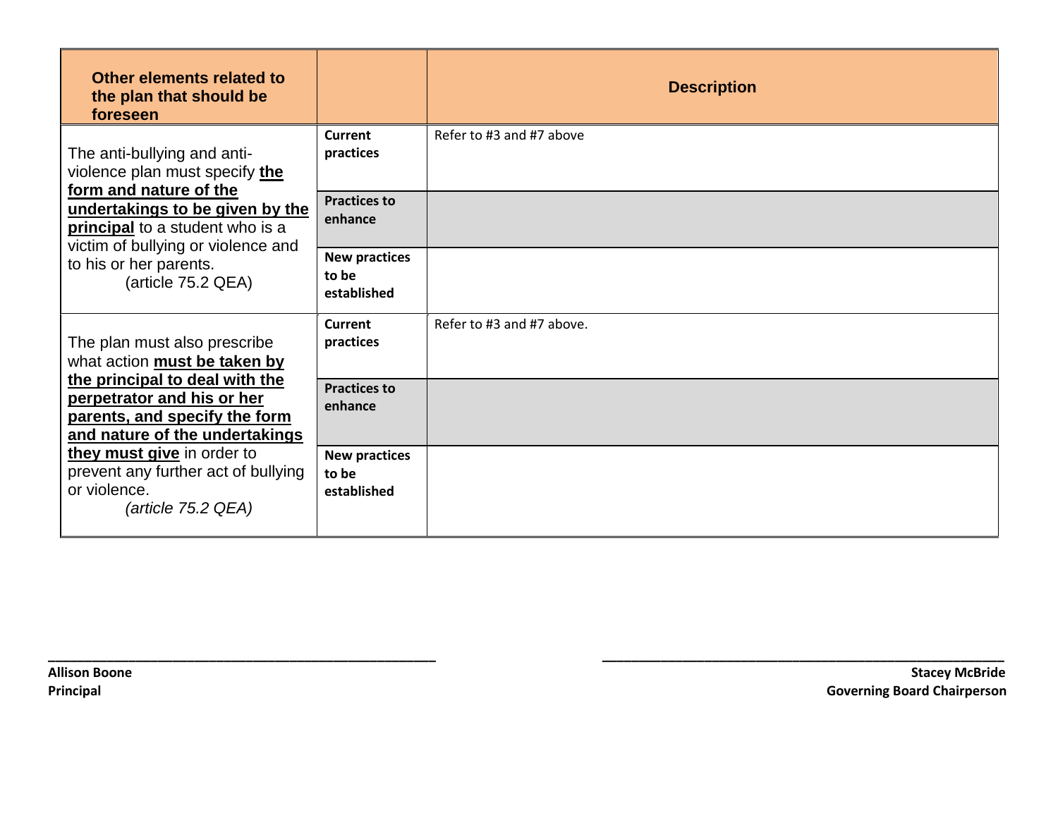| Other elements related to the plan that should be foreseen | | Description |
|---|---|---|
| The anti-bullying and anti-violence plan must specify **<u>the form and nature of the undertakings to be given by the principal</u>** to a student who is a victim of bullying or violence and to his or her parents. (article 75.2 QEA) | **Current practices** | Refer to #3 and #7 above |
| | **Practices to enhance** | |
| | **New practices to be established** | |
| The plan must also prescribe what action **<u>must be taken by the principal to deal with the perpetrator and his or her parents, and specify the form and nature of the undertakings they must give</u>** in order to prevent any further act of bullying or violence. *(article 75.2 QEA)* | **Current practices** | Refer to #3 and #7 above. |
| | **Practices to enhance** | |
| | **New practices to be established** | |

___________________________________________

**Allison Boone**
**Principal**

___________________________________________

**Stacey McBride**
**Governing Board Chairperson**